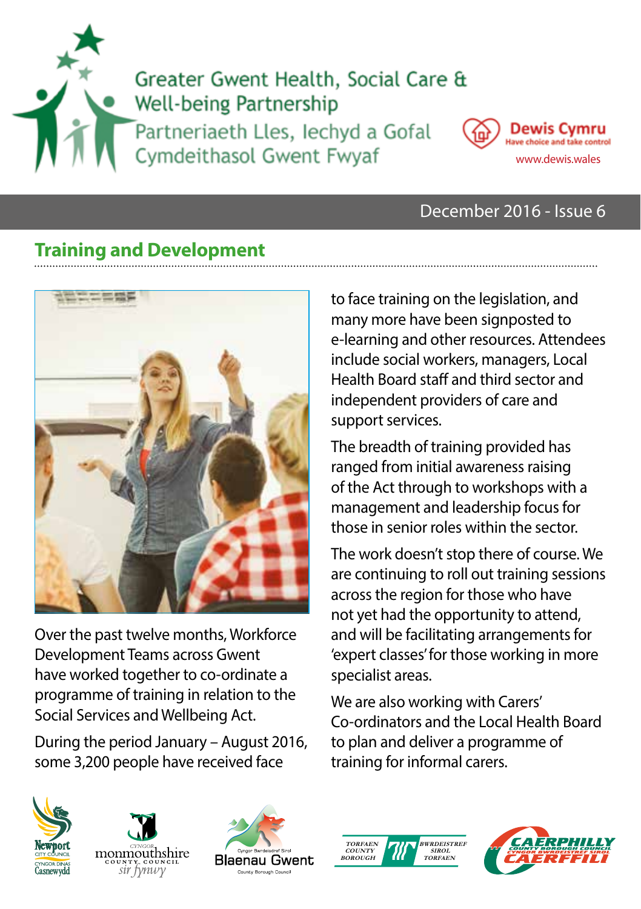Greater Gwent Health, Social Care & Well-being Partnership

Partneriaeth Lles, Iechyd a Gofal Cymdeithasol Gwent Fwyaf

Dewis Cymru
Have choice and take control
www.dewis.wales

December 2016 - Issue 6

## Training and Development

Over the past twelve months, Workforce Development Teams across Gwent have worked together to co-ordinate a programme of training in relation to the Social Services and Wellbeing Act.

During the period January – August 2016, some 3,200 people have received face to face training on the legislation, and many more have been signposted to e-learning and other resources. Attendees include social workers, managers, Local Health Board staff and third sector and independent providers of care and support services.

The breadth of training provided has ranged from initial awareness raising of the Act through to workshops with a management and leadership focus for those in senior roles within the sector.

The work doesn't stop there of course. We are continuing to roll out training sessions across the region for those who have not yet had the opportunity to attend, and will be facilitating arrangements for 'expert classes' for those working in more specialist areas.

We are also working with Carers' Co-ordinators and the Local Health Board to plan and deliver a programme of training for informal carers.

Newport City Council / Cyngor Dinas Casnewydd · Monmouthshire County Council / Cyngor Sir Fynwy · Blaenau Gwent County Borough Council / Cyngor Bwrdeisdref Sirol Blaenau Gwent · Torfaen County Borough / Bwrdeistref Sirol Torfaen · Caerphilly County Borough Council / Cyngor Bwrdeistref Sirol Caerffili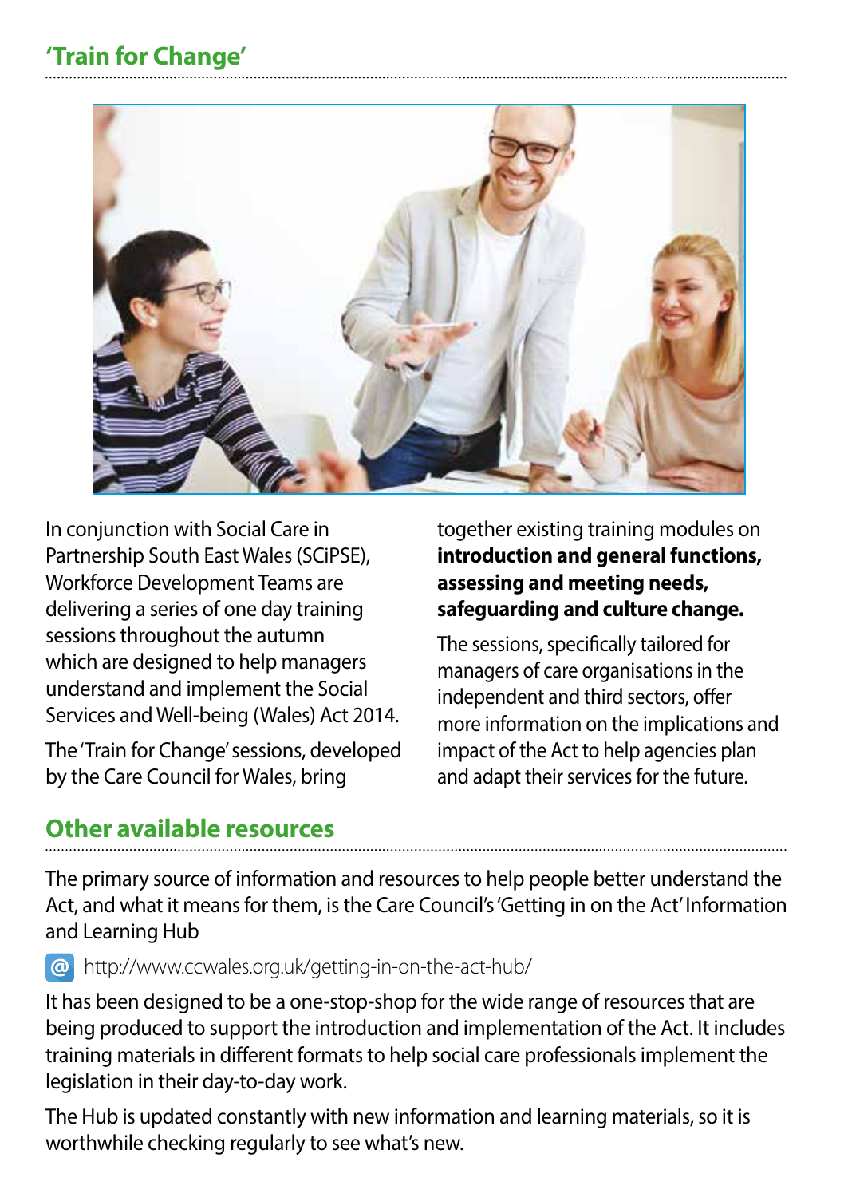## 'Train for Change'

In conjunction with Social Care in Partnership South East Wales (SCiPSE), Workforce Development Teams are delivering a series of one day training sessions throughout the autumn which are designed to help managers understand and implement the Social Services and Well-being (Wales) Act 2014.

The 'Train for Change' sessions, developed by the Care Council for Wales, bring together existing training modules on **introduction and general functions, assessing and meeting needs, safeguarding and culture change.**

The sessions, specifically tailored for managers of care organisations in the independent and third sectors, offer more information on the implications and impact of the Act to help agencies plan and adapt their services for the future.

## Other available resources

The primary source of information and resources to help people better understand the Act, and what it means for them, is the Care Council's 'Getting in on the Act' Information and Learning Hub

@ http://www.ccwales.org.uk/getting-in-on-the-act-hub/

It has been designed to be a one-stop-shop for the wide range of resources that are being produced to support the introduction and implementation of the Act. It includes training materials in different formats to help social care professionals implement the legislation in their day-to-day work.

The Hub is updated constantly with new information and learning materials, so it is worthwhile checking regularly to see what's new.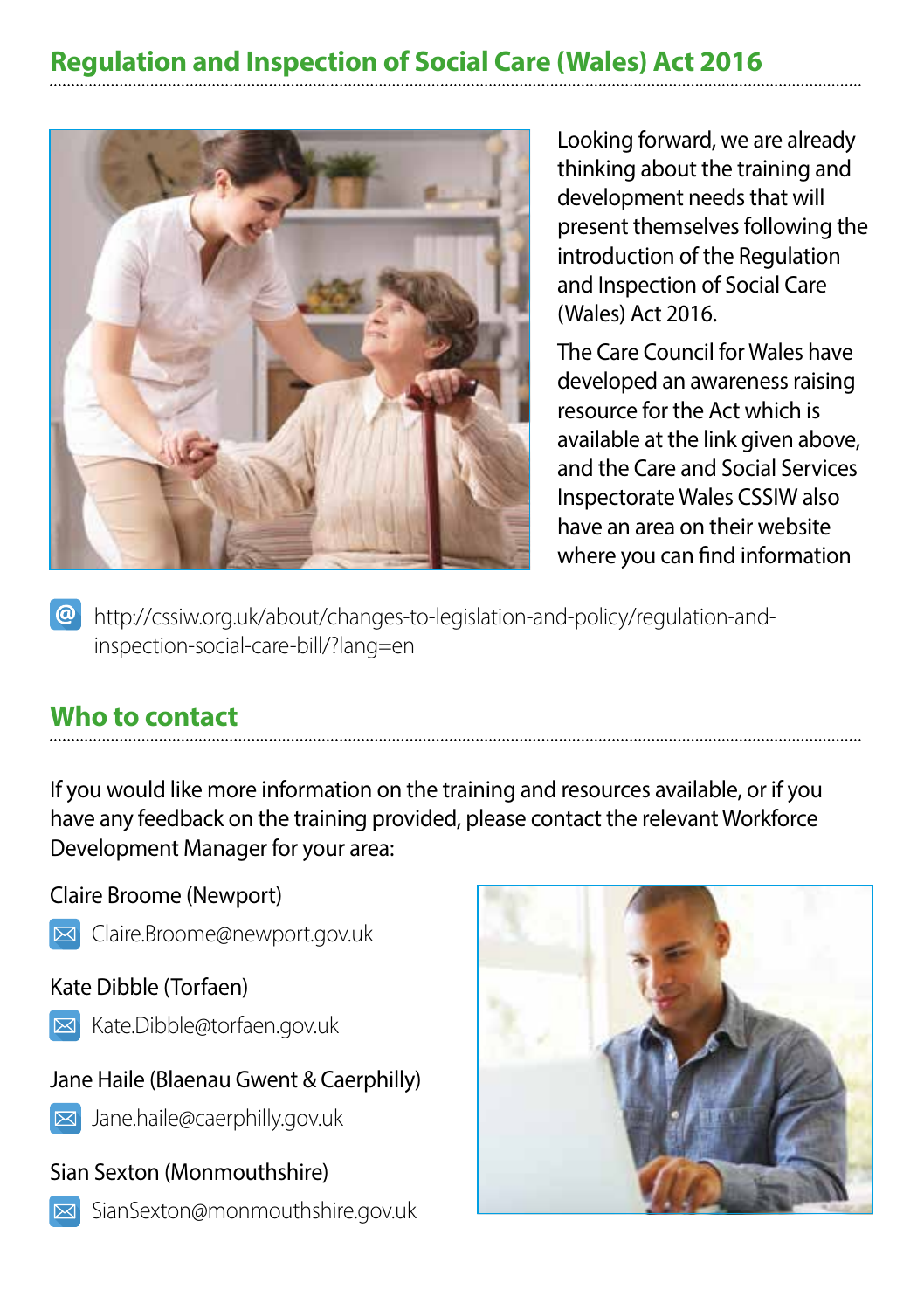## Regulation and Inspection of Social Care (Wales) Act 2016

Looking forward, we are already thinking about the training and development needs that will present themselves following the introduction of the Regulation and Inspection of Social Care (Wales) Act 2016.

The Care Council for Wales have developed an awareness raising resource for the Act which is available at the link given above, and the Care and Social Services Inspectorate Wales CSSIW also have an area on their website where you can find information

@ http://cssiw.org.uk/about/changes-to-legislation-and-policy/regulation-and-inspection-social-care-bill/?lang=en

## Who to contact

If you would like more information on the training and resources available, or if you have any feedback on the training provided, please contact the relevant Workforce Development Manager for your area:

Claire Broome (Newport)

✉ Claire.Broome@newport.gov.uk

Kate Dibble (Torfaen)

✉ Kate.Dibble@torfaen.gov.uk

Jane Haile (Blaenau Gwent & Caerphilly)

✉ Jane.haile@caerphilly.gov.uk

Sian Sexton (Monmouthshire)

✉ SianSexton@monmouthshire.gov.uk